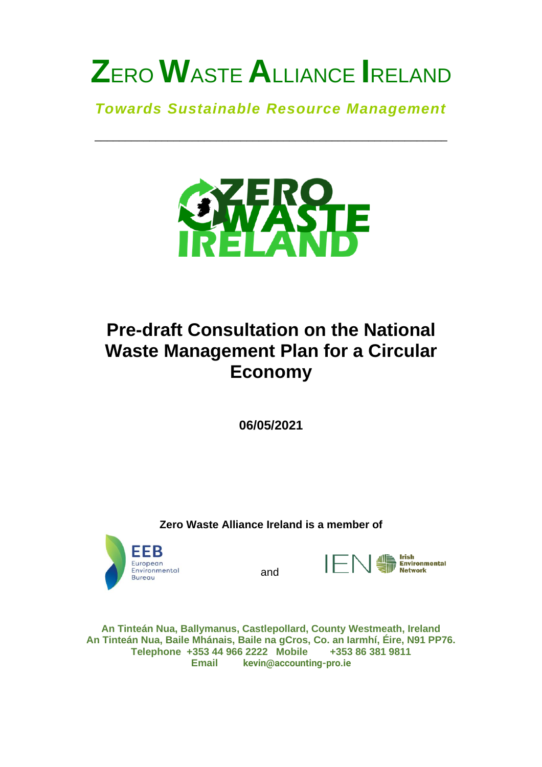# ZERO WASTE ALLIANCE IRELAND

***Towards Sustainable Resource Management***

---

# Pre-draft Consultation on the National Waste Management Plan for a Circular Economy

**06/05/2021**

**Zero Waste Alliance Ireland is a member of**

EEB European Environmental Bureau and IEN Irish Environmental Network

**An Tinteán Nua, Ballymanus, Castlepollard, County Westmeath, Ireland**
**An Tinteán Nua, Baile Mhánais, Baile na gCros, Co. an Iarmhí, Éire, N91 PP76.**
**Telephone +353 44 966 2222 Mobile +353 86 381 9811**
**Email kevin@accounting-pro.ie**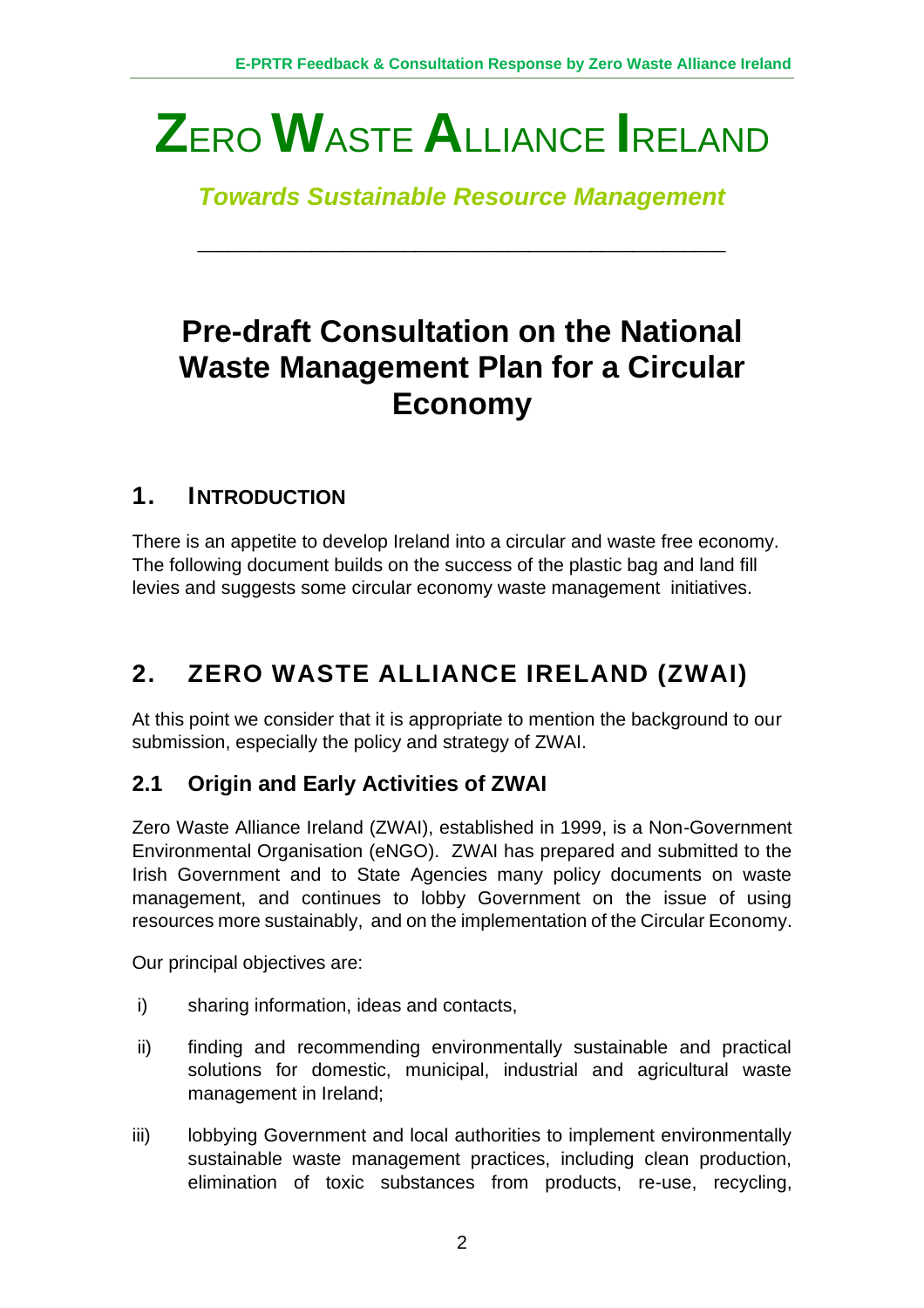# ZERO WASTE ALLIANCE IRELAND

*Towards Sustainable Resource Management*

---

# Pre-draft Consultation on the National Waste Management Plan for a Circular Economy

## 1. INTRODUCTION

There is an appetite to develop Ireland into a circular and waste free economy. The following document builds on the success of the plastic bag and land fill levies and suggests some circular economy waste management initiatives.

## 2. ZERO WASTE ALLIANCE IRELAND (ZWAI)

At this point we consider that it is appropriate to mention the background to our submission, especially the policy and strategy of ZWAI.

### 2.1 Origin and Early Activities of ZWAI

Zero Waste Alliance Ireland (ZWAI), established in 1999, is a Non-Government Environmental Organisation (eNGO). ZWAI has prepared and submitted to the Irish Government and to State Agencies many policy documents on waste management, and continues to lobby Government on the issue of using resources more sustainably, and on the implementation of the Circular Economy.

Our principal objectives are:

i) sharing information, ideas and contacts,

ii) finding and recommending environmentally sustainable and practical solutions for domestic, municipal, industrial and agricultural waste management in Ireland;

iii) lobbying Government and local authorities to implement environmentally sustainable waste management practices, including clean production, elimination of toxic substances from products, re-use, recycling,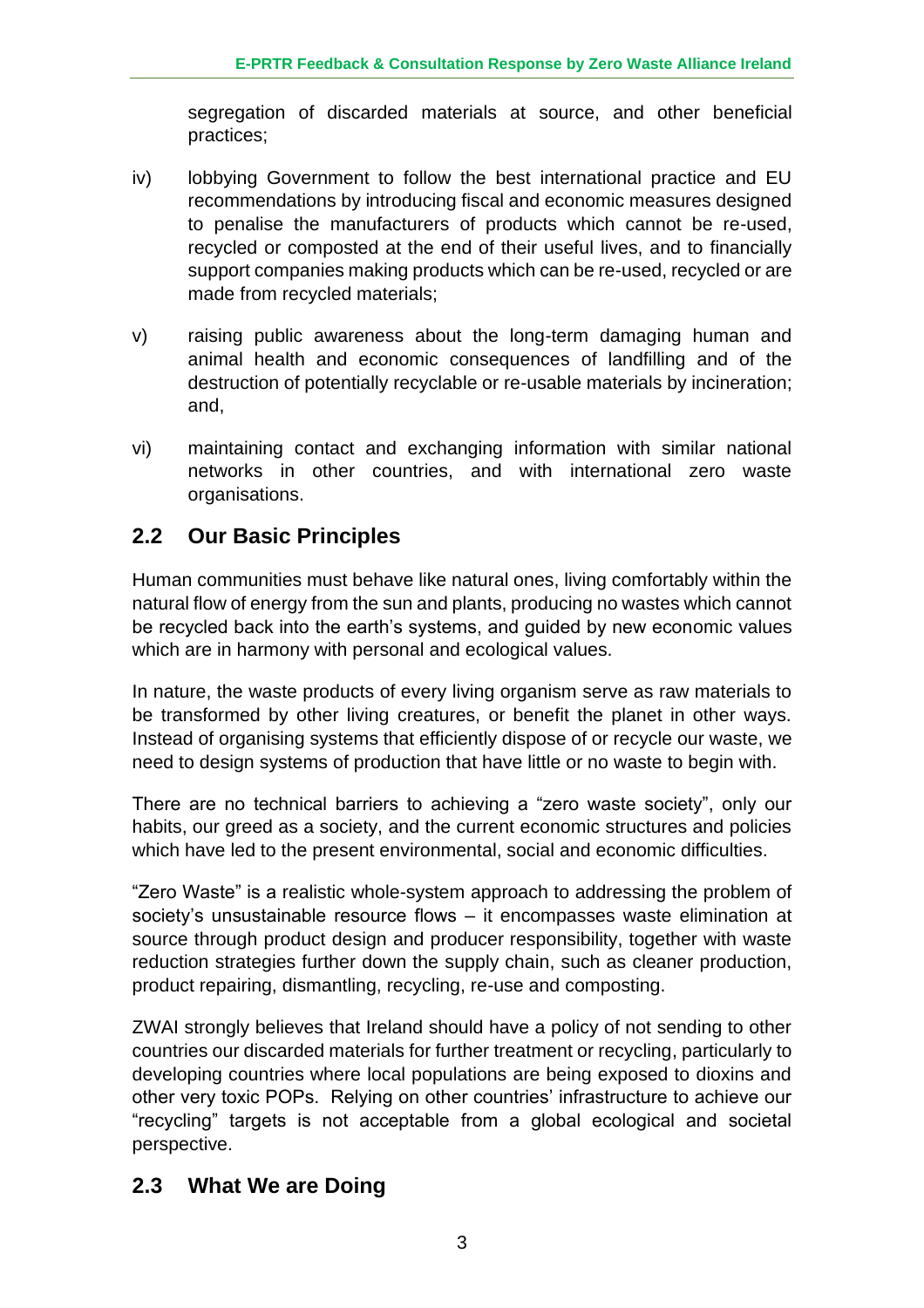segregation of discarded materials at source, and other beneficial practices;

iv) lobbying Government to follow the best international practice and EU recommendations by introducing fiscal and economic measures designed to penalise the manufacturers of products which cannot be re-used, recycled or composted at the end of their useful lives, and to financially support companies making products which can be re-used, recycled or are made from recycled materials;

v) raising public awareness about the long-term damaging human and animal health and economic consequences of landfilling and of the destruction of potentially recyclable or re-usable materials by incineration; and,

vi) maintaining contact and exchanging information with similar national networks in other countries, and with international zero waste organisations.

## 2.2 Our Basic Principles

Human communities must behave like natural ones, living comfortably within the natural flow of energy from the sun and plants, producing no wastes which cannot be recycled back into the earth's systems, and guided by new economic values which are in harmony with personal and ecological values.

In nature, the waste products of every living organism serve as raw materials to be transformed by other living creatures, or benefit the planet in other ways. Instead of organising systems that efficiently dispose of or recycle our waste, we need to design systems of production that have little or no waste to begin with.

There are no technical barriers to achieving a "zero waste society", only our habits, our greed as a society, and the current economic structures and policies which have led to the present environmental, social and economic difficulties.

"Zero Waste" is a realistic whole-system approach to addressing the problem of society's unsustainable resource flows – it encompasses waste elimination at source through product design and producer responsibility, together with waste reduction strategies further down the supply chain, such as cleaner production, product repairing, dismantling, recycling, re-use and composting.

ZWAI strongly believes that Ireland should have a policy of not sending to other countries our discarded materials for further treatment or recycling, particularly to developing countries where local populations are being exposed to dioxins and other very toxic POPs. Relying on other countries' infrastructure to achieve our "recycling" targets is not acceptable from a global ecological and societal perspective.

## 2.3 What We are Doing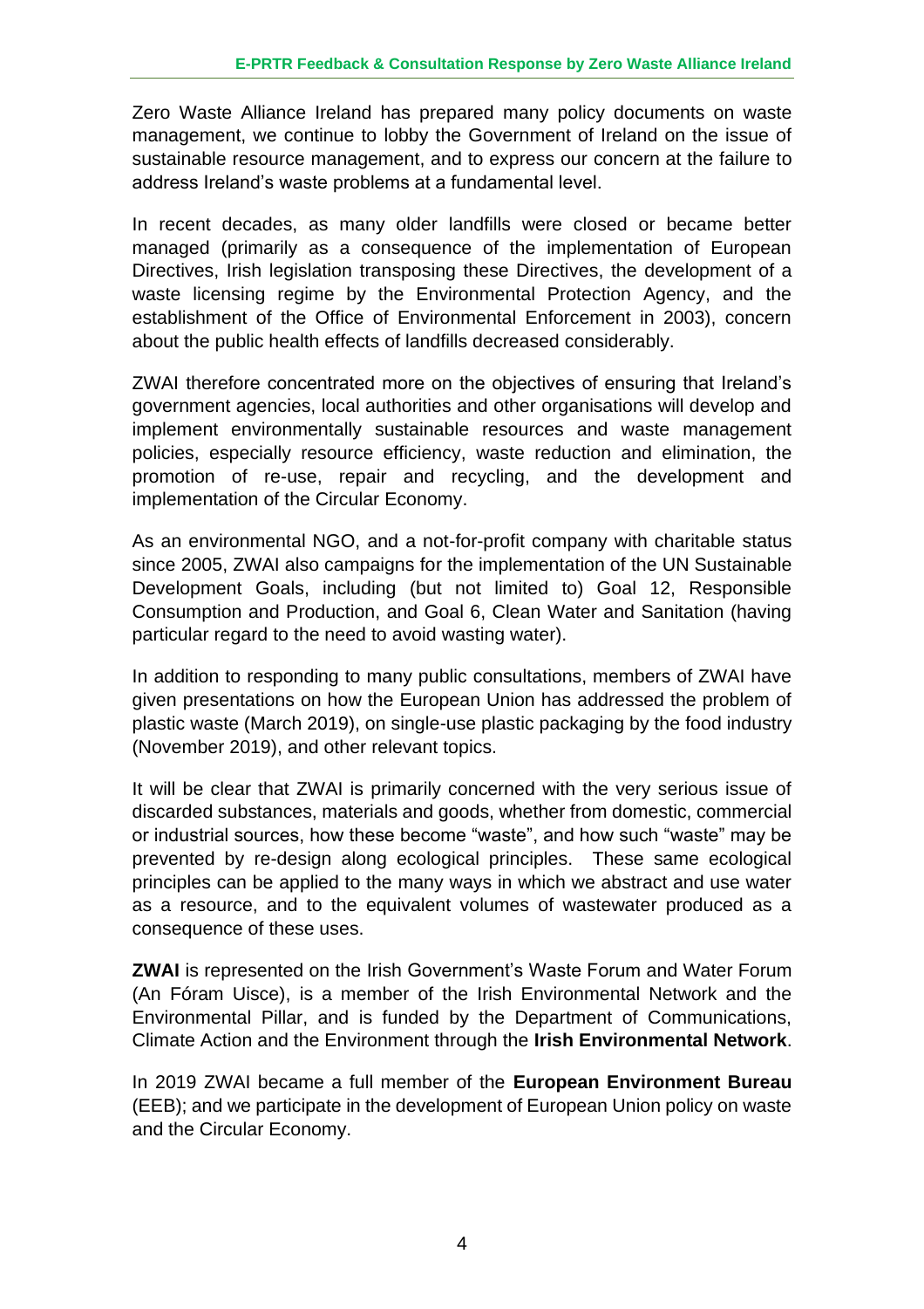Zero Waste Alliance Ireland has prepared many policy documents on waste management, we continue to lobby the Government of Ireland on the issue of sustainable resource management, and to express our concern at the failure to address Ireland's waste problems at a fundamental level.

In recent decades, as many older landfills were closed or became better managed (primarily as a consequence of the implementation of European Directives, Irish legislation transposing these Directives, the development of a waste licensing regime by the Environmental Protection Agency, and the establishment of the Office of Environmental Enforcement in 2003), concern about the public health effects of landfills decreased considerably.

ZWAI therefore concentrated more on the objectives of ensuring that Ireland's government agencies, local authorities and other organisations will develop and implement environmentally sustainable resources and waste management policies, especially resource efficiency, waste reduction and elimination, the promotion of re-use, repair and recycling, and the development and implementation of the Circular Economy.

As an environmental NGO, and a not-for-profit company with charitable status since 2005, ZWAI also campaigns for the implementation of the UN Sustainable Development Goals, including (but not limited to) Goal 12, Responsible Consumption and Production, and Goal 6, Clean Water and Sanitation (having particular regard to the need to avoid wasting water).

In addition to responding to many public consultations, members of ZWAI have given presentations on how the European Union has addressed the problem of plastic waste (March 2019), on single-use plastic packaging by the food industry (November 2019), and other relevant topics.

It will be clear that ZWAI is primarily concerned with the very serious issue of discarded substances, materials and goods, whether from domestic, commercial or industrial sources, how these become "waste", and how such "waste" may be prevented by re-design along ecological principles. These same ecological principles can be applied to the many ways in which we abstract and use water as a resource, and to the equivalent volumes of wastewater produced as a consequence of these uses.

**ZWAI** is represented on the Irish Government's Waste Forum and Water Forum (An Fóram Uisce), is a member of the Irish Environmental Network and the Environmental Pillar, and is funded by the Department of Communications, Climate Action and the Environment through the **Irish Environmental Network**.

In 2019 ZWAI became a full member of the **European Environment Bureau** (EEB); and we participate in the development of European Union policy on waste and the Circular Economy.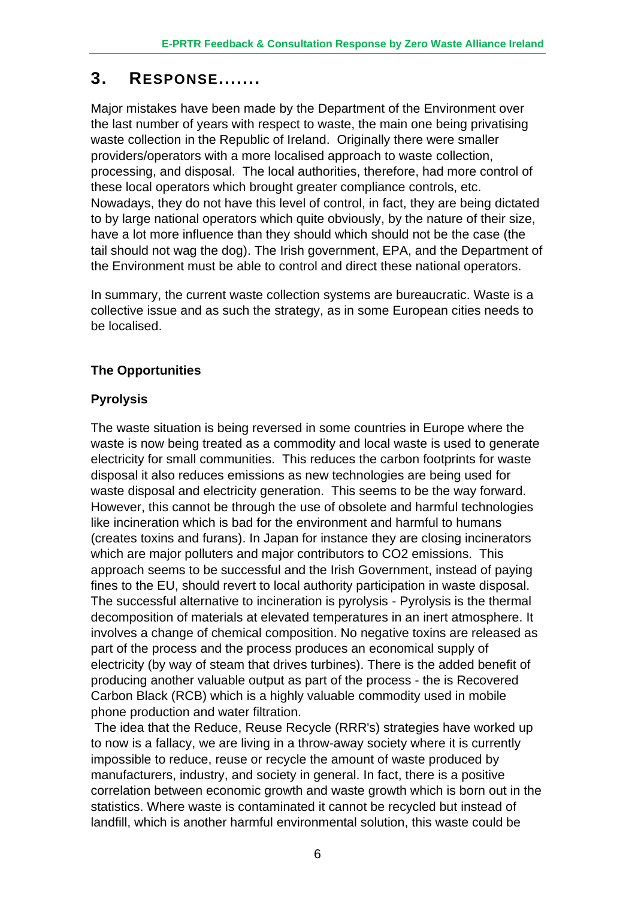## 3. RESPONSE.......

Major mistakes have been made by the Department of the Environment over the last number of years with respect to waste, the main one being privatising waste collection in the Republic of Ireland. Originally there were smaller providers/operators with a more localised approach to waste collection, processing, and disposal. The local authorities, therefore, had more control of these local operators which brought greater compliance controls, etc. Nowadays, they do not have this level of control, in fact, they are being dictated to by large national operators which quite obviously, by the nature of their size, have a lot more influence than they should which should not be the case (the tail should not wag the dog). The Irish government, EPA, and the Department of the Environment must be able to control and direct these national operators.

In summary, the current waste collection systems are bureaucratic. Waste is a collective issue and as such the strategy, as in some European cities needs to be localised.

**The Opportunities**

**Pyrolysis**

The waste situation is being reversed in some countries in Europe where the waste is now being treated as a commodity and local waste is used to generate electricity for small communities. This reduces the carbon footprints for waste disposal it also reduces emissions as new technologies are being used for waste disposal and electricity generation. This seems to be the way forward. However, this cannot be through the use of obsolete and harmful technologies like incineration which is bad for the environment and harmful to humans (creates toxins and furans). In Japan for instance they are closing incinerators which are major polluters and major contributors to $CO_2$ emissions. This approach seems to be successful and the Irish Government, instead of paying fines to the EU, should revert to local authority participation in waste disposal. The successful alternative to incineration is pyrolysis - Pyrolysis is the thermal decomposition of materials at elevated temperatures in an inert atmosphere. It involves a change of chemical composition. No negative toxins are released as part of the process and the process produces an economical supply of electricity (by way of steam that drives turbines). There is the added benefit of producing another valuable output as part of the process - the is Recovered Carbon Black (RCB) which is a highly valuable commodity used in mobile phone production and water filtration.

The idea that the Reduce, Reuse Recycle (RRR's) strategies have worked up to now is a fallacy, we are living in a throw-away society where it is currently impossible to reduce, reuse or recycle the amount of waste produced by manufacturers, industry, and society in general. In fact, there is a positive correlation between economic growth and waste growth which is born out in the statistics. Where waste is contaminated it cannot be recycled but instead of landfill, which is another harmful environmental solution, this waste could be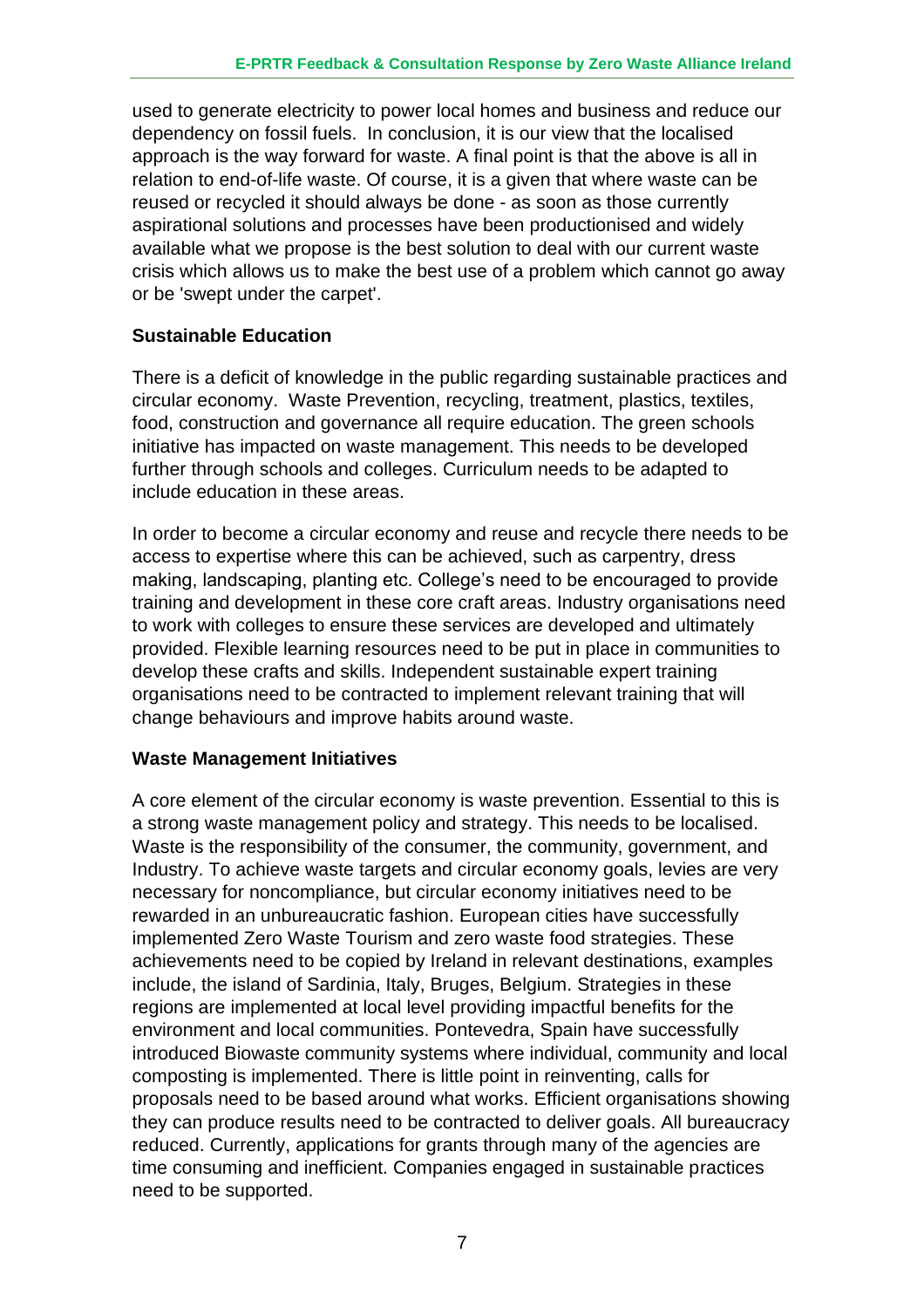used to generate electricity to power local homes and business and reduce our dependency on fossil fuels. In conclusion, it is our view that the localised approach is the way forward for waste. A final point is that the above is all in relation to end-of-life waste. Of course, it is a given that where waste can be reused or recycled it should always be done - as soon as those currently aspirational solutions and processes have been productionised and widely available what we propose is the best solution to deal with our current waste crisis which allows us to make the best use of a problem which cannot go away or be 'swept under the carpet'.

**Sustainable Education**

There is a deficit of knowledge in the public regarding sustainable practices and circular economy. Waste Prevention, recycling, treatment, plastics, textiles, food, construction and governance all require education. The green schools initiative has impacted on waste management. This needs to be developed further through schools and colleges. Curriculum needs to be adapted to include education in these areas.

In order to become a circular economy and reuse and recycle there needs to be access to expertise where this can be achieved, such as carpentry, dress making, landscaping, planting etc. College's need to be encouraged to provide training and development in these core craft areas. Industry organisations need to work with colleges to ensure these services are developed and ultimately provided. Flexible learning resources need to be put in place in communities to develop these crafts and skills. Independent sustainable expert training organisations need to be contracted to implement relevant training that will change behaviours and improve habits around waste.

**Waste Management Initiatives**

A core element of the circular economy is waste prevention. Essential to this is a strong waste management policy and strategy. This needs to be localised. Waste is the responsibility of the consumer, the community, government, and Industry. To achieve waste targets and circular economy goals, levies are very necessary for noncompliance, but circular economy initiatives need to be rewarded in an unbureaucratic fashion. European cities have successfully implemented Zero Waste Tourism and zero waste food strategies. These achievements need to be copied by Ireland in relevant destinations, examples include, the island of Sardinia, Italy, Bruges, Belgium. Strategies in these regions are implemented at local level providing impactful benefits for the environment and local communities. Pontevedra, Spain have successfully introduced Biowaste community systems where individual, community and local composting is implemented. There is little point in reinventing, calls for proposals need to be based around what works. Efficient organisations showing they can produce results need to be contracted to deliver goals. All bureaucracy reduced. Currently, applications for grants through many of the agencies are time consuming and inefficient. Companies engaged in sustainable practices need to be supported.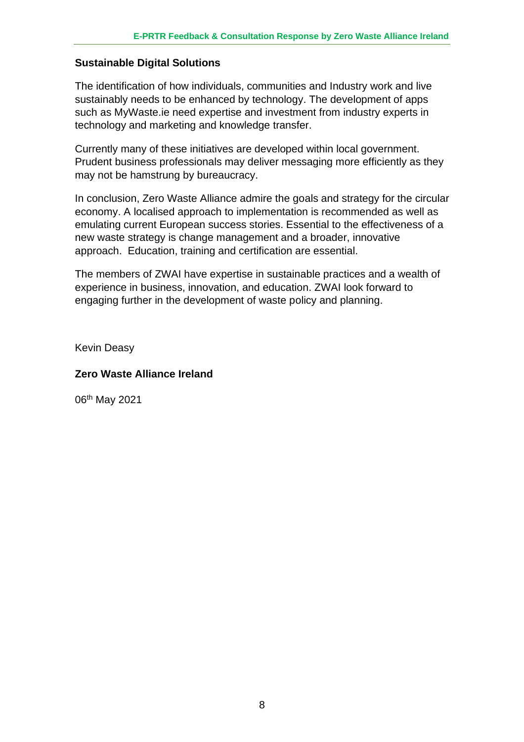**Sustainable Digital Solutions**

The identification of how individuals, communities and Industry work and live sustainably needs to be enhanced by technology. The development of apps such as MyWaste.ie need expertise and investment from industry experts in technology and marketing and knowledge transfer.

Currently many of these initiatives are developed within local government. Prudent business professionals may deliver messaging more efficiently as they may not be hamstrung by bureaucracy.

In conclusion, Zero Waste Alliance admire the goals and strategy for the circular economy. A localised approach to implementation is recommended as well as emulating current European success stories. Essential to the effectiveness of a new waste strategy is change management and a broader, innovative approach. Education, training and certification are essential.

The members of ZWAI have expertise in sustainable practices and a wealth of experience in business, innovation, and education. ZWAI look forward to engaging further in the development of waste policy and planning.

Kevin Deasy

**Zero Waste Alliance Ireland**

06th May 2021